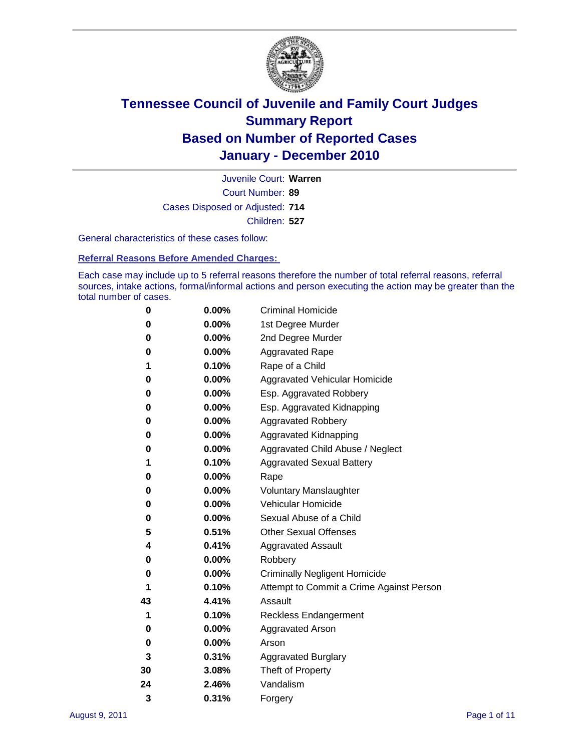# Tennessee Council of Juvenile and Family Court Judges
## Summary Report
## Based on Number of Reported Cases
## January - December 2010

Juvenile Court: **Warren**

Court Number: **89**

Cases Disposed or Adjusted: **714**

Children: **527**

General characteristics of these cases follow:

### Referral Reasons Before Amended Charges:

Each case may include up to 5 referral reasons therefore the number of total referral reasons, referral sources, intake actions, formal/informal actions and person executing the action may be greater than the total number of cases.

| Count | Percent | Referral Reason |
|---|---|---|
| 0 | 0.00% | Criminal Homicide |
| 0 | 0.00% | 1st Degree Murder |
| 0 | 0.00% | 2nd Degree Murder |
| 0 | 0.00% | Aggravated Rape |
| 1 | 0.10% | Rape of a Child |
| 0 | 0.00% | Aggravated Vehicular Homicide |
| 0 | 0.00% | Esp. Aggravated Robbery |
| 0 | 0.00% | Esp. Aggravated Kidnapping |
| 0 | 0.00% | Aggravated Robbery |
| 0 | 0.00% | Aggravated Kidnapping |
| 0 | 0.00% | Aggravated Child Abuse / Neglect |
| 1 | 0.10% | Aggravated Sexual Battery |
| 0 | 0.00% | Rape |
| 0 | 0.00% | Voluntary Manslaughter |
| 0 | 0.00% | Vehicular Homicide |
| 0 | 0.00% | Sexual Abuse of a Child |
| 5 | 0.51% | Other Sexual Offenses |
| 4 | 0.41% | Aggravated Assault |
| 0 | 0.00% | Robbery |
| 0 | 0.00% | Criminally Negligent Homicide |
| 1 | 0.10% | Attempt to Commit a Crime Against Person |
| 43 | 4.41% | Assault |
| 1 | 0.10% | Reckless Endangerment |
| 0 | 0.00% | Aggravated Arson |
| 0 | 0.00% | Arson |
| 3 | 0.31% | Aggravated Burglary |
| 30 | 3.08% | Theft of Property |
| 24 | 2.46% | Vandalism |
| 3 | 0.31% | Forgery |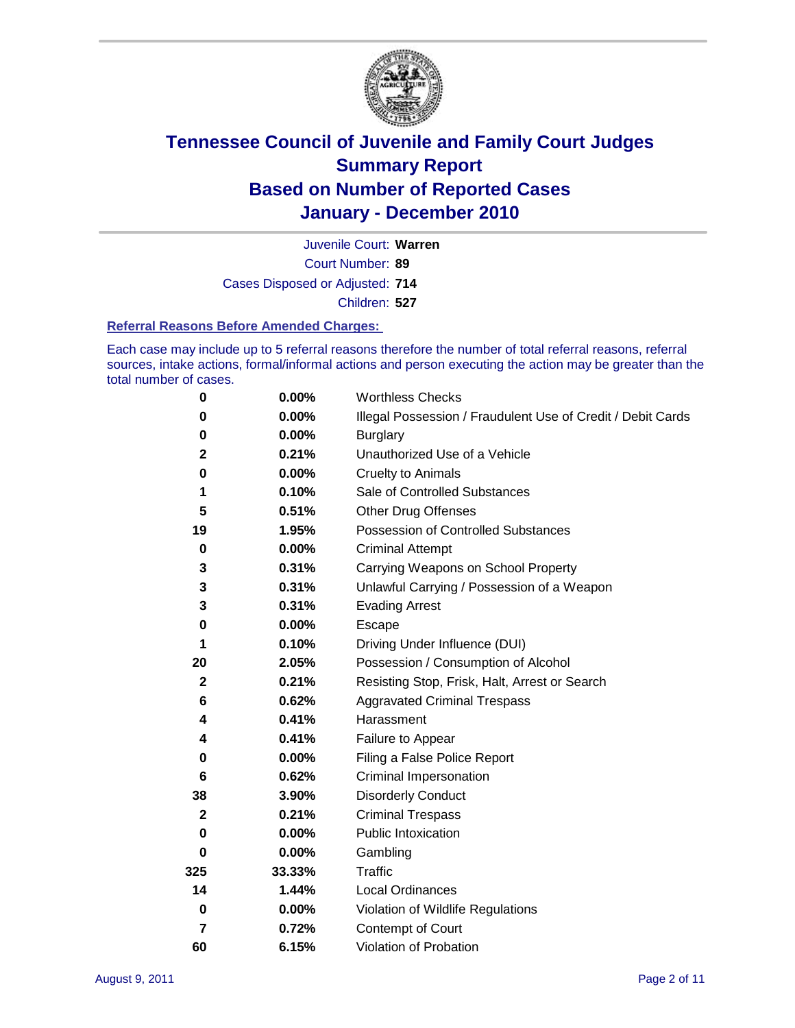# Tennessee Council of Juvenile and Family Court Judges
# Summary Report
# Based on Number of Reported Cases
# January - December 2010

Juvenile Court: **Warren**

Court Number: **89**

Cases Disposed or Adjusted: **714**

Children: **527**

### Referral Reasons Before Amended Charges:

Each case may include up to 5 referral reasons therefore the number of total referral reasons, referral sources, intake actions, formal/informal actions and person executing the action may be greater than the total number of cases.

| | | |
|---|---|---|
| 0 | 0.00% | Worthless Checks |
| 0 | 0.00% | Illegal Possession / Fraudulent Use of Credit / Debit Cards |
| 0 | 0.00% | Burglary |
| 2 | 0.21% | Unauthorized Use of a Vehicle |
| 0 | 0.00% | Cruelty to Animals |
| 1 | 0.10% | Sale of Controlled Substances |
| 5 | 0.51% | Other Drug Offenses |
| 19 | 1.95% | Possession of Controlled Substances |
| 0 | 0.00% | Criminal Attempt |
| 3 | 0.31% | Carrying Weapons on School Property |
| 3 | 0.31% | Unlawful Carrying / Possession of a Weapon |
| 3 | 0.31% | Evading Arrest |
| 0 | 0.00% | Escape |
| 1 | 0.10% | Driving Under Influence (DUI) |
| 20 | 2.05% | Possession / Consumption of Alcohol |
| 2 | 0.21% | Resisting Stop, Frisk, Halt, Arrest or Search |
| 6 | 0.62% | Aggravated Criminal Trespass |
| 4 | 0.41% | Harassment |
| 4 | 0.41% | Failure to Appear |
| 0 | 0.00% | Filing a False Police Report |
| 6 | 0.62% | Criminal Impersonation |
| 38 | 3.90% | Disorderly Conduct |
| 2 | 0.21% | Criminal Trespass |
| 0 | 0.00% | Public Intoxication |
| 0 | 0.00% | Gambling |
| 325 | 33.33% | Traffic |
| 14 | 1.44% | Local Ordinances |
| 0 | 0.00% | Violation of Wildlife Regulations |
| 7 | 0.72% | Contempt of Court |
| 60 | 6.15% | Violation of Probation |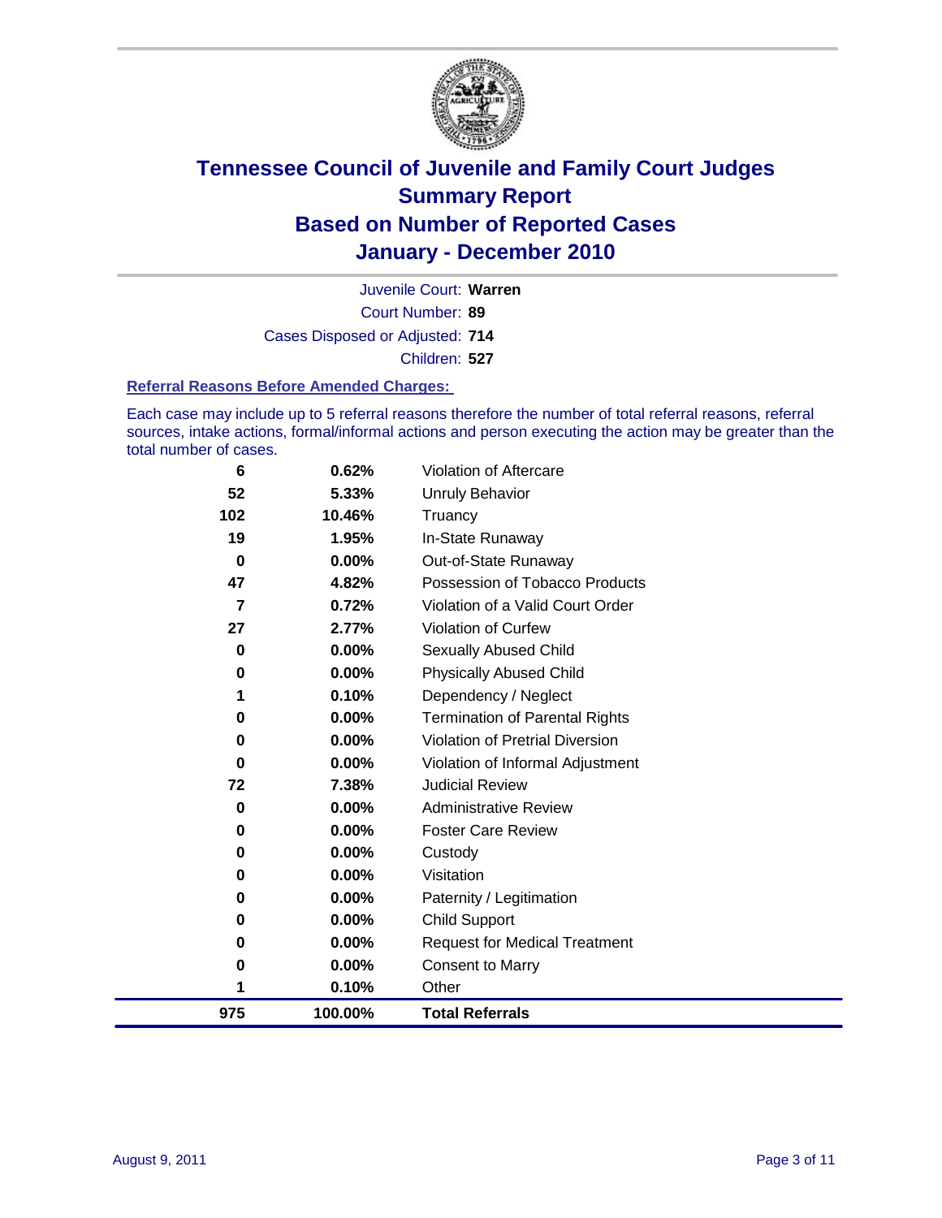# Tennessee Council of Juvenile and Family Court Judges
## Summary Report
## Based on Number of Reported Cases
## January - December 2010

Juvenile Court: **Warren**

Court Number: **89**

Cases Disposed or Adjusted: **714**

Children: **527**

### Referral Reasons Before Amended Charges:

Each case may include up to 5 referral reasons therefore the number of total referral reasons, referral sources, intake actions, formal/informal actions and person executing the action may be greater than the total number of cases.

| Count | Percent | Referral Reason |
|---|---|---|
| 6 | 0.62% | Violation of Aftercare |
| 52 | 5.33% | Unruly Behavior |
| 102 | 10.46% | Truancy |
| 19 | 1.95% | In-State Runaway |
| 0 | 0.00% | Out-of-State Runaway |
| 47 | 4.82% | Possession of Tobacco Products |
| 7 | 0.72% | Violation of a Valid Court Order |
| 27 | 2.77% | Violation of Curfew |
| 0 | 0.00% | Sexually Abused Child |
| 0 | 0.00% | Physically Abused Child |
| 1 | 0.10% | Dependency / Neglect |
| 0 | 0.00% | Termination of Parental Rights |
| 0 | 0.00% | Violation of Pretrial Diversion |
| 0 | 0.00% | Violation of Informal Adjustment |
| 72 | 7.38% | Judicial Review |
| 0 | 0.00% | Administrative Review |
| 0 | 0.00% | Foster Care Review |
| 0 | 0.00% | Custody |
| 0 | 0.00% | Visitation |
| 0 | 0.00% | Paternity / Legitimation |
| 0 | 0.00% | Child Support |
| 0 | 0.00% | Request for Medical Treatment |
| 0 | 0.00% | Consent to Marry |
| 1 | 0.10% | Other |
| **975** | **100.00%** | **Total Referrals** |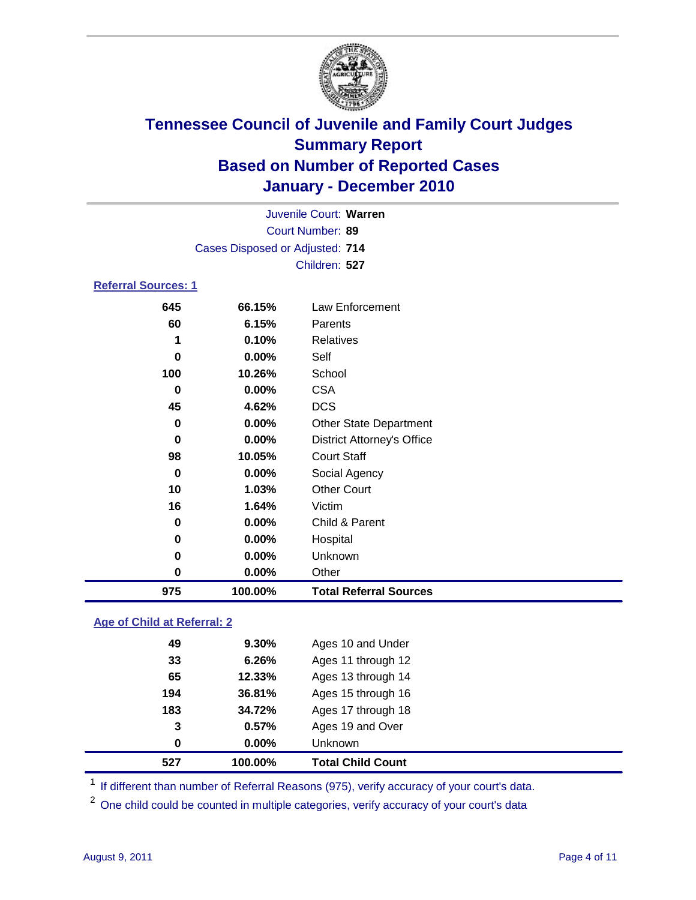# Tennessee Council of Juvenile and Family Court Judges
## Summary Report
## Based on Number of Reported Cases
## January - December 2010

Juvenile Court: **Warren**

Court Number: **89**

Cases Disposed or Adjusted: **714**

Children: **527**

### Referral Sources: 1

| | | |
|---|---|---|
| 645 | 66.15% | Law Enforcement |
| 60 | 6.15% | Parents |
| 1 | 0.10% | Relatives |
| 0 | 0.00% | Self |
| 100 | 10.26% | School |
| 0 | 0.00% | CSA |
| 45 | 4.62% | DCS |
| 0 | 0.00% | Other State Department |
| 0 | 0.00% | District Attorney's Office |
| 98 | 10.05% | Court Staff |
| 0 | 0.00% | Social Agency |
| 10 | 1.03% | Other Court |
| 16 | 1.64% | Victim |
| 0 | 0.00% | Child & Parent |
| 0 | 0.00% | Hospital |
| 0 | 0.00% | Unknown |
| 0 | 0.00% | Other |
| **975** | **100.00%** | **Total Referral Sources** |

### Age of Child at Referral: 2

| | | |
|---|---|---|
| 49 | 9.30% | Ages 10 and Under |
| 33 | 6.26% | Ages 11 through 12 |
| 65 | 12.33% | Ages 13 through 14 |
| 194 | 36.81% | Ages 15 through 16 |
| 183 | 34.72% | Ages 17 through 18 |
| 3 | 0.57% | Ages 19 and Over |
| 0 | 0.00% | Unknown |
| **527** | **100.00%** | **Total Child Count** |

[1] If different than number of Referral Reasons (975), verify accuracy of your court's data.

[2] One child could be counted in multiple categories, verify accuracy of your court's data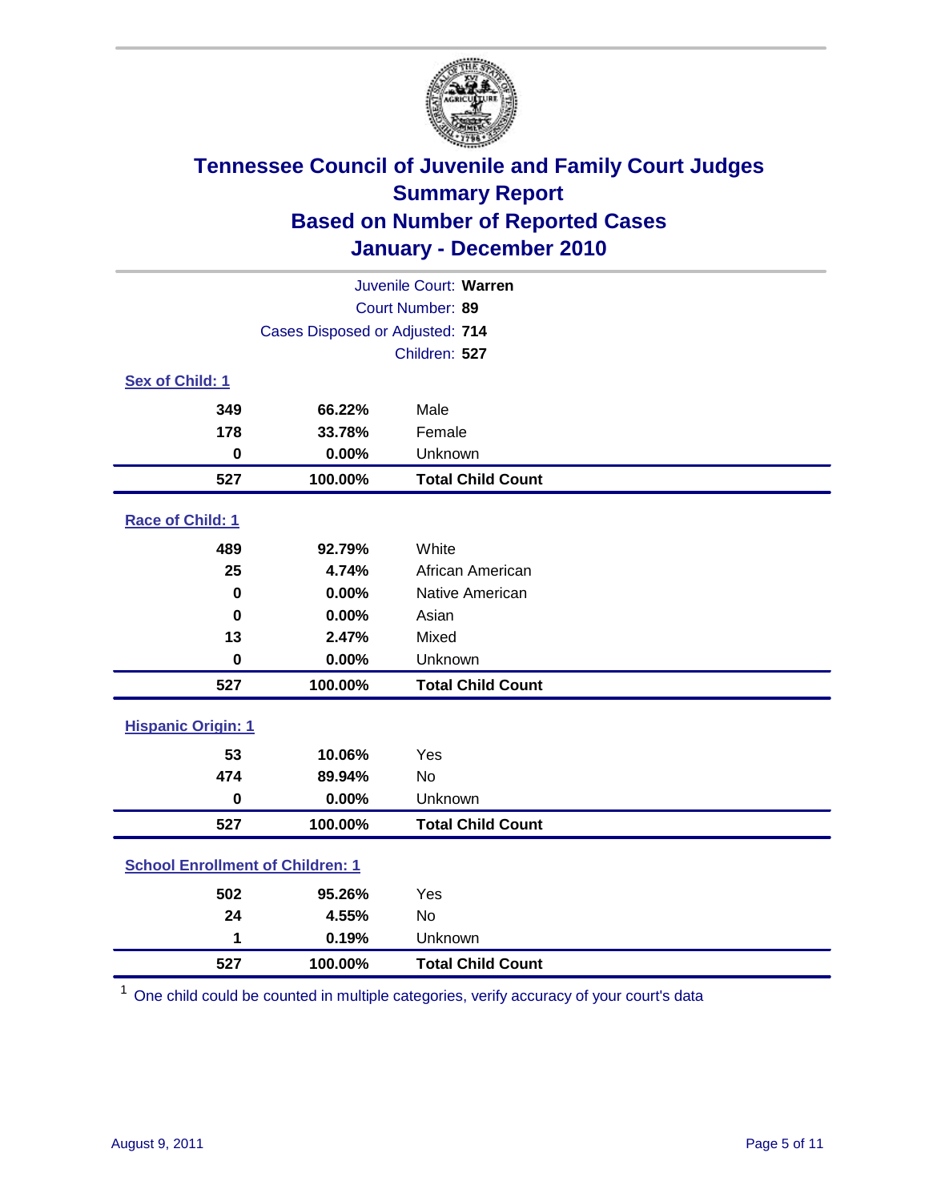# Tennessee Council of Juvenile and Family Court Judges
## Summary Report
## Based on Number of Reported Cases
## January - December 2010

Juvenile Court: **Warren**

Court Number: **89**

Cases Disposed or Adjusted: **714**

Children: **527**

### Sex of Child: 1

| Count | Percent | Category |
|---|---|---|
| 349 | 66.22% | Male |
| 178 | 33.78% | Female |
| 0 | 0.00% | Unknown |
| **527** | **100.00%** | **Total Child Count** |

### Race of Child: 1

| Count | Percent | Category |
|---|---|---|
| 489 | 92.79% | White |
| 25 | 4.74% | African American |
| 0 | 0.00% | Native American |
| 0 | 0.00% | Asian |
| 13 | 2.47% | Mixed |
| 0 | 0.00% | Unknown |
| **527** | **100.00%** | **Total Child Count** |

### Hispanic Origin: 1

| Count | Percent | Category |
|---|---|---|
| 53 | 10.06% | Yes |
| 474 | 89.94% | No |
| 0 | 0.00% | Unknown |
| **527** | **100.00%** | **Total Child Count** |

### School Enrollment of Children: 1

| Count | Percent | Category |
|---|---|---|
| 502 | 95.26% | Yes |
| 24 | 4.55% | No |
| 1 | 0.19% | Unknown |
| **527** | **100.00%** | **Total Child Count** |

[1] One child could be counted in multiple categories, verify accuracy of your court's data

August 9, 2011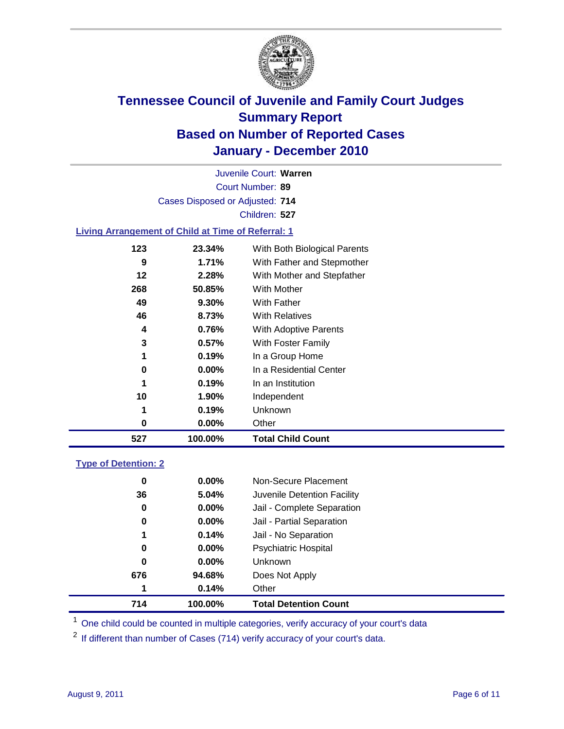# Tennessee Council of Juvenile and Family Court Judges
## Summary Report
## Based on Number of Reported Cases
## January - December 2010

Juvenile Court: **Warren**

Court Number: **89**

Cases Disposed or Adjusted: **714**

Children: **527**

### Living Arrangement of Child at Time of Referral: 1

| | | |
|---|---|---|
| 123 | 23.34% | With Both Biological Parents |
| 9 | 1.71% | With Father and Stepmother |
| 12 | 2.28% | With Mother and Stepfather |
| 268 | 50.85% | With Mother |
| 49 | 9.30% | With Father |
| 46 | 8.73% | With Relatives |
| 4 | 0.76% | With Adoptive Parents |
| 3 | 0.57% | With Foster Family |
| 1 | 0.19% | In a Group Home |
| 0 | 0.00% | In a Residential Center |
| 1 | 0.19% | In an Institution |
| 10 | 1.90% | Independent |
| 1 | 0.19% | Unknown |
| 0 | 0.00% | Other |
| **527** | **100.00%** | **Total Child Count** |

### Type of Detention: 2

| | | |
|---|---|---|
| 0 | 0.00% | Non-Secure Placement |
| 36 | 5.04% | Juvenile Detention Facility |
| 0 | 0.00% | Jail - Complete Separation |
| 0 | 0.00% | Jail - Partial Separation |
| 1 | 0.14% | Jail - No Separation |
| 0 | 0.00% | Psychiatric Hospital |
| 0 | 0.00% | Unknown |
| 676 | 94.68% | Does Not Apply |
| 1 | 0.14% | Other |
| **714** | **100.00%** | **Total Detention Count** |

[1] One child could be counted in multiple categories, verify accuracy of your court's data

[2] If different than number of Cases (714) verify accuracy of your court's data.

August 9, 2011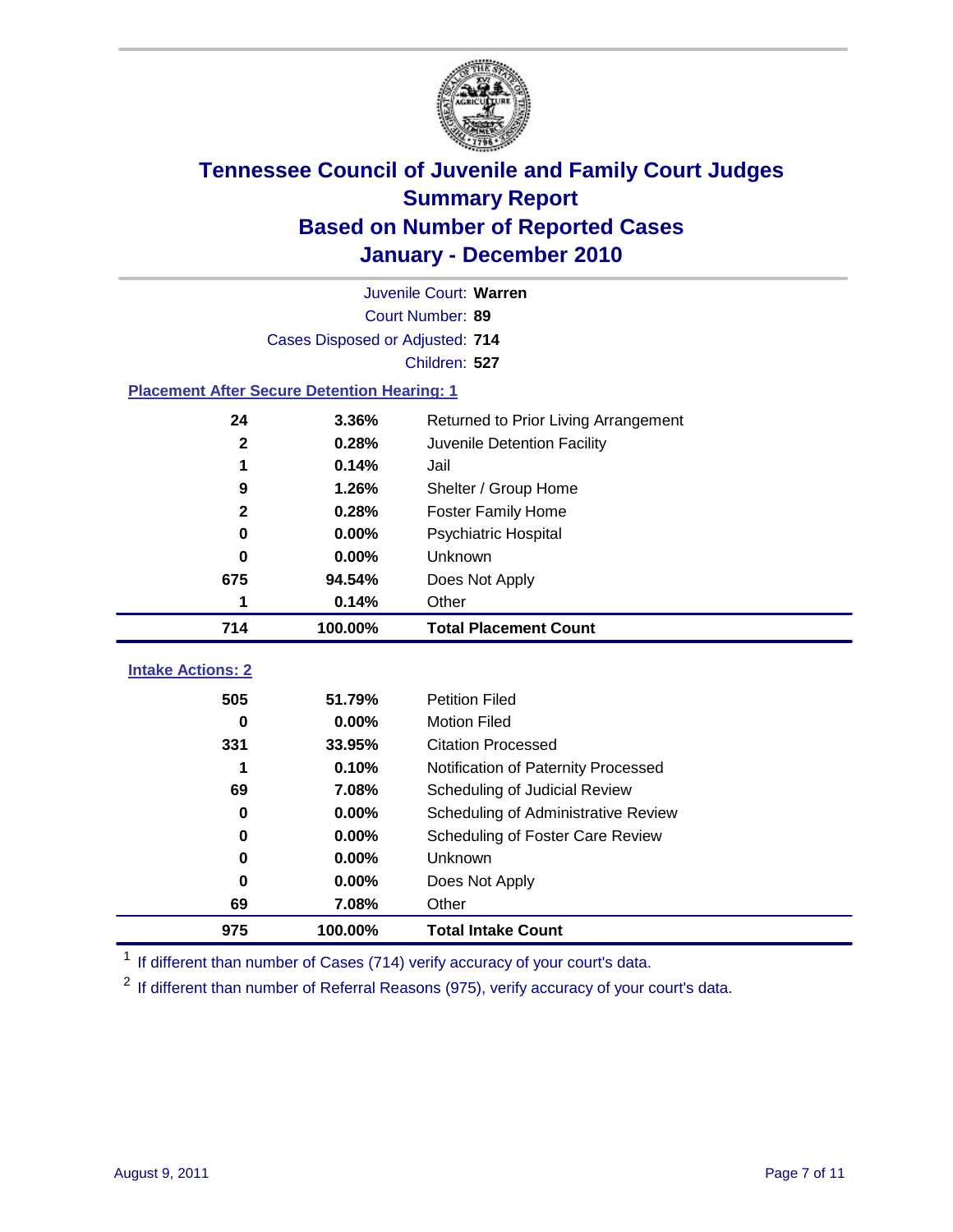# Tennessee Council of Juvenile and Family Court Judges
## Summary Report
## Based on Number of Reported Cases
## January - December 2010

Juvenile Court: **Warren**

Court Number: **89**

Cases Disposed or Adjusted: **714**

Children: **527**

### Placement After Secure Detention Hearing: 1

| Count | Percent | Placement |
|---|---|---|
| 24 | 3.36% | Returned to Prior Living Arrangement |
| 2 | 0.28% | Juvenile Detention Facility |
| 1 | 0.14% | Jail |
| 9 | 1.26% | Shelter / Group Home |
| 2 | 0.28% | Foster Family Home |
| 0 | 0.00% | Psychiatric Hospital |
| 0 | 0.00% | Unknown |
| 675 | 94.54% | Does Not Apply |
| 1 | 0.14% | Other |
| **714** | **100.00%** | **Total Placement Count** |

### Intake Actions: 2

| Count | Percent | Intake Action |
|---|---|---|
| 505 | 51.79% | Petition Filed |
| 0 | 0.00% | Motion Filed |
| 331 | 33.95% | Citation Processed |
| 1 | 0.10% | Notification of Paternity Processed |
| 69 | 7.08% | Scheduling of Judicial Review |
| 0 | 0.00% | Scheduling of Administrative Review |
| 0 | 0.00% | Scheduling of Foster Care Review |
| 0 | 0.00% | Unknown |
| 0 | 0.00% | Does Not Apply |
| 69 | 7.08% | Other |
| **975** | **100.00%** | **Total Intake Count** |

[1] If different than number of Cases (714) verify accuracy of your court's data.

[2] If different than number of Referral Reasons (975), verify accuracy of your court's data.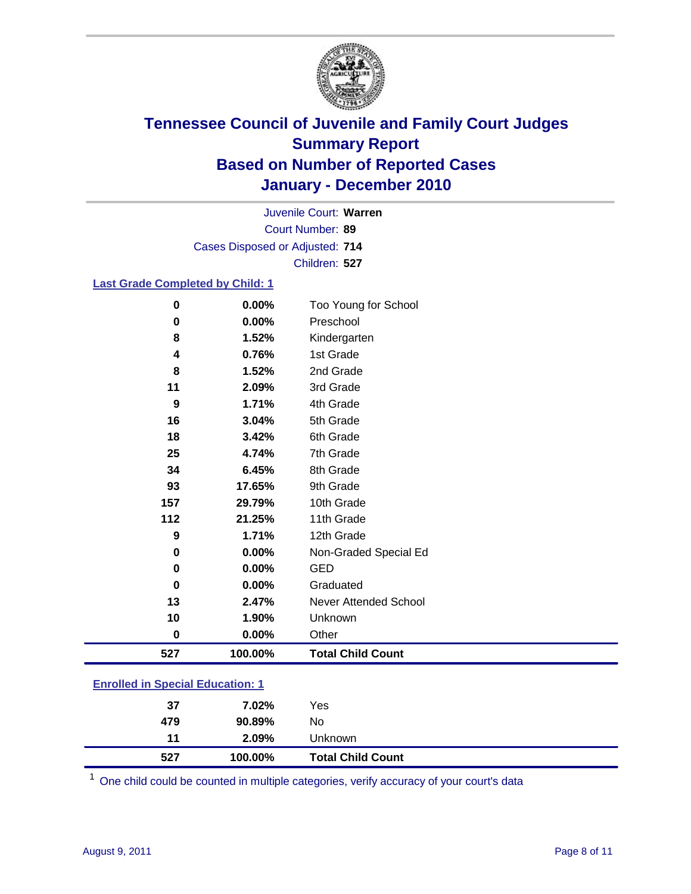# Tennessee Council of Juvenile and Family Court Judges
## Summary Report
## Based on Number of Reported Cases
## January - December 2010

Juvenile Court: **Warren**

Court Number: **89**

Cases Disposed or Adjusted: **714**

Children: **527**

### Last Grade Completed by Child: 1

| | | |
|---|---|---|
| 0 | 0.00% | Too Young for School |
| 0 | 0.00% | Preschool |
| 8 | 1.52% | Kindergarten |
| 4 | 0.76% | 1st Grade |
| 8 | 1.52% | 2nd Grade |
| 11 | 2.09% | 3rd Grade |
| 9 | 1.71% | 4th Grade |
| 16 | 3.04% | 5th Grade |
| 18 | 3.42% | 6th Grade |
| 25 | 4.74% | 7th Grade |
| 34 | 6.45% | 8th Grade |
| 93 | 17.65% | 9th Grade |
| 157 | 29.79% | 10th Grade |
| 112 | 21.25% | 11th Grade |
| 9 | 1.71% | 12th Grade |
| 0 | 0.00% | Non-Graded Special Ed |
| 0 | 0.00% | GED |
| 0 | 0.00% | Graduated |
| 13 | 2.47% | Never Attended School |
| 10 | 1.90% | Unknown |
| 0 | 0.00% | Other |
| **527** | **100.00%** | **Total Child Count** |

### Enrolled in Special Education: 1

| | | |
|---|---|---|
| 37 | 7.02% | Yes |
| 479 | 90.89% | No |
| 11 | 2.09% | Unknown |
| **527** | **100.00%** | **Total Child Count** |

[1] One child could be counted in multiple categories, verify accuracy of your court's data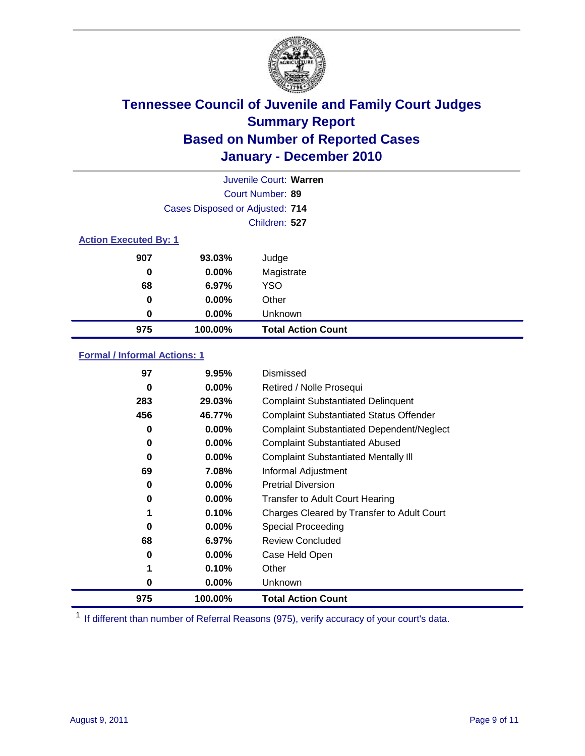# Tennessee Council of Juvenile and Family Court Judges
## Summary Report
## Based on Number of Reported Cases
## January - December 2010

Juvenile Court: **Warren**

Court Number: **89**

Cases Disposed or Adjusted: **714**

Children: **527**

### Action Executed By: 1

| | | |
|---|---|---|
| 907 | 93.03% | Judge |
| 0 | 0.00% | Magistrate |
| 68 | 6.97% | YSO |
| 0 | 0.00% | Other |
| 0 | 0.00% | Unknown |
| **975** | **100.00%** | **Total Action Count** |

### Formal / Informal Actions: 1

| | | |
|---|---|---|
| 97 | 9.95% | Dismissed |
| 0 | 0.00% | Retired / Nolle Prosequi |
| 283 | 29.03% | Complaint Substantiated Delinquent |
| 456 | 46.77% | Complaint Substantiated Status Offender |
| 0 | 0.00% | Complaint Substantiated Dependent/Neglect |
| 0 | 0.00% | Complaint Substantiated Abused |
| 0 | 0.00% | Complaint Substantiated Mentally Ill |
| 69 | 7.08% | Informal Adjustment |
| 0 | 0.00% | Pretrial Diversion |
| 0 | 0.00% | Transfer to Adult Court Hearing |
| 1 | 0.10% | Charges Cleared by Transfer to Adult Court |
| 0 | 0.00% | Special Proceeding |
| 68 | 6.97% | Review Concluded |
| 0 | 0.00% | Case Held Open |
| 1 | 0.10% | Other |
| 0 | 0.00% | Unknown |
| **975** | **100.00%** | **Total Action Count** |

[1] If different than number of Referral Reasons (975), verify accuracy of your court's data.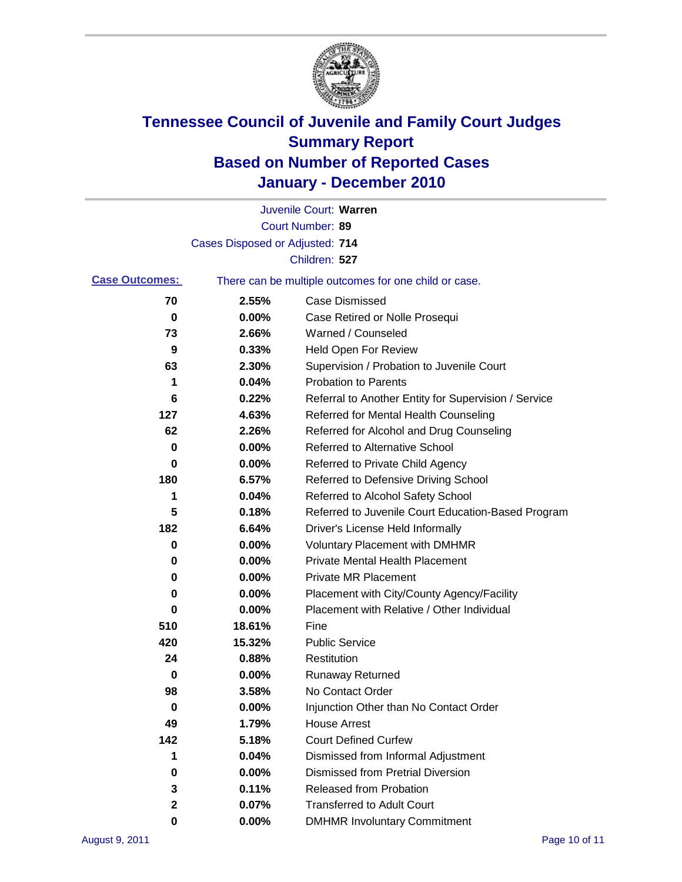# Tennessee Council of Juvenile and Family Court Judges
## Summary Report
## Based on Number of Reported Cases
## January - December 2010

Juvenile Court: **Warren**

Court Number: **89**

Cases Disposed or Adjusted: **714**

Children: **527**

**Case Outcomes:** There can be multiple outcomes for one child or case.

| Count | Percent | Outcome |
|---|---|---|
| 70 | 2.55% | Case Dismissed |
| 0 | 0.00% | Case Retired or Nolle Prosequi |
| 73 | 2.66% | Warned / Counseled |
| 9 | 0.33% | Held Open For Review |
| 63 | 2.30% | Supervision / Probation to Juvenile Court |
| 1 | 0.04% | Probation to Parents |
| 6 | 0.22% | Referral to Another Entity for Supervision / Service |
| 127 | 4.63% | Referred for Mental Health Counseling |
| 62 | 2.26% | Referred for Alcohol and Drug Counseling |
| 0 | 0.00% | Referred to Alternative School |
| 0 | 0.00% | Referred to Private Child Agency |
| 180 | 6.57% | Referred to Defensive Driving School |
| 1 | 0.04% | Referred to Alcohol Safety School |
| 5 | 0.18% | Referred to Juvenile Court Education-Based Program |
| 182 | 6.64% | Driver's License Held Informally |
| 0 | 0.00% | Voluntary Placement with DMHMR |
| 0 | 0.00% | Private Mental Health Placement |
| 0 | 0.00% | Private MR Placement |
| 0 | 0.00% | Placement with City/County Agency/Facility |
| 0 | 0.00% | Placement with Relative / Other Individual |
| 510 | 18.61% | Fine |
| 420 | 15.32% | Public Service |
| 24 | 0.88% | Restitution |
| 0 | 0.00% | Runaway Returned |
| 98 | 3.58% | No Contact Order |
| 0 | 0.00% | Injunction Other than No Contact Order |
| 49 | 1.79% | House Arrest |
| 142 | 5.18% | Court Defined Curfew |
| 1 | 0.04% | Dismissed from Informal Adjustment |
| 0 | 0.00% | Dismissed from Pretrial Diversion |
| 3 | 0.11% | Released from Probation |
| 2 | 0.07% | Transferred to Adult Court |
| 0 | 0.00% | DMHMR Involuntary Commitment |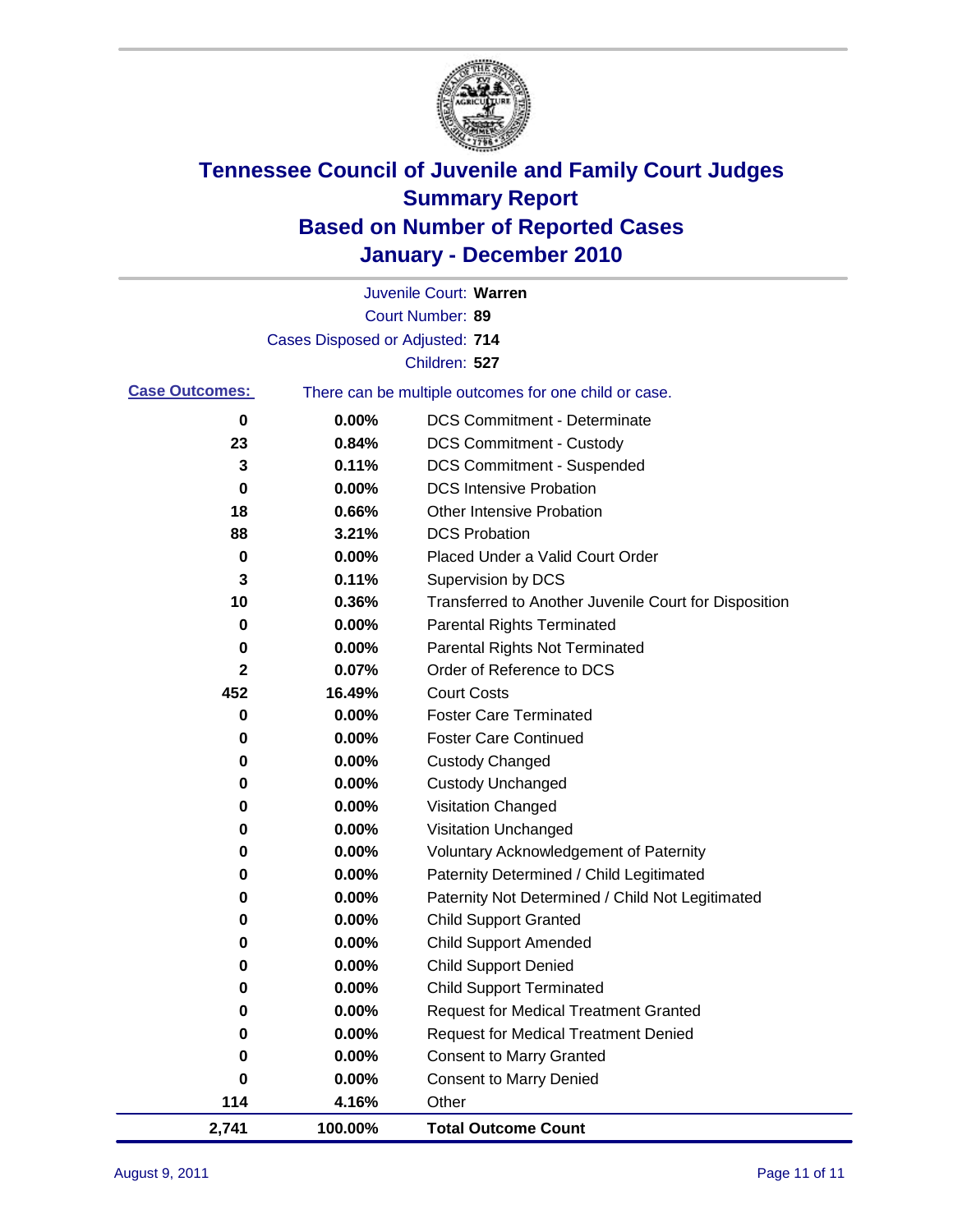# Tennessee Council of Juvenile and Family Court Judges
# Summary Report
# Based on Number of Reported Cases
# January - December 2010

Juvenile Court: **Warren**

Court Number: **89**

Cases Disposed or Adjusted: **714**

Children: **527**

**Case Outcomes:** There can be multiple outcomes for one child or case.

| | | |
|---|---|---|
| 0 | 0.00% | DCS Commitment - Determinate |
| 23 | 0.84% | DCS Commitment - Custody |
| 3 | 0.11% | DCS Commitment - Suspended |
| 0 | 0.00% | DCS Intensive Probation |
| 18 | 0.66% | Other Intensive Probation |
| 88 | 3.21% | DCS Probation |
| 0 | 0.00% | Placed Under a Valid Court Order |
| 3 | 0.11% | Supervision by DCS |
| 10 | 0.36% | Transferred to Another Juvenile Court for Disposition |
| 0 | 0.00% | Parental Rights Terminated |
| 0 | 0.00% | Parental Rights Not Terminated |
| 2 | 0.07% | Order of Reference to DCS |
| 452 | 16.49% | Court Costs |
| 0 | 0.00% | Foster Care Terminated |
| 0 | 0.00% | Foster Care Continued |
| 0 | 0.00% | Custody Changed |
| 0 | 0.00% | Custody Unchanged |
| 0 | 0.00% | Visitation Changed |
| 0 | 0.00% | Visitation Unchanged |
| 0 | 0.00% | Voluntary Acknowledgement of Paternity |
| 0 | 0.00% | Paternity Determined / Child Legitimated |
| 0 | 0.00% | Paternity Not Determined / Child Not Legitimated |
| 0 | 0.00% | Child Support Granted |
| 0 | 0.00% | Child Support Amended |
| 0 | 0.00% | Child Support Denied |
| 0 | 0.00% | Child Support Terminated |
| 0 | 0.00% | Request for Medical Treatment Granted |
| 0 | 0.00% | Request for Medical Treatment Denied |
| 0 | 0.00% | Consent to Marry Granted |
| 0 | 0.00% | Consent to Marry Denied |
| 114 | 4.16% | Other |
| **2,741** | **100.00%** | **Total Outcome Count** |

August 9, 2011